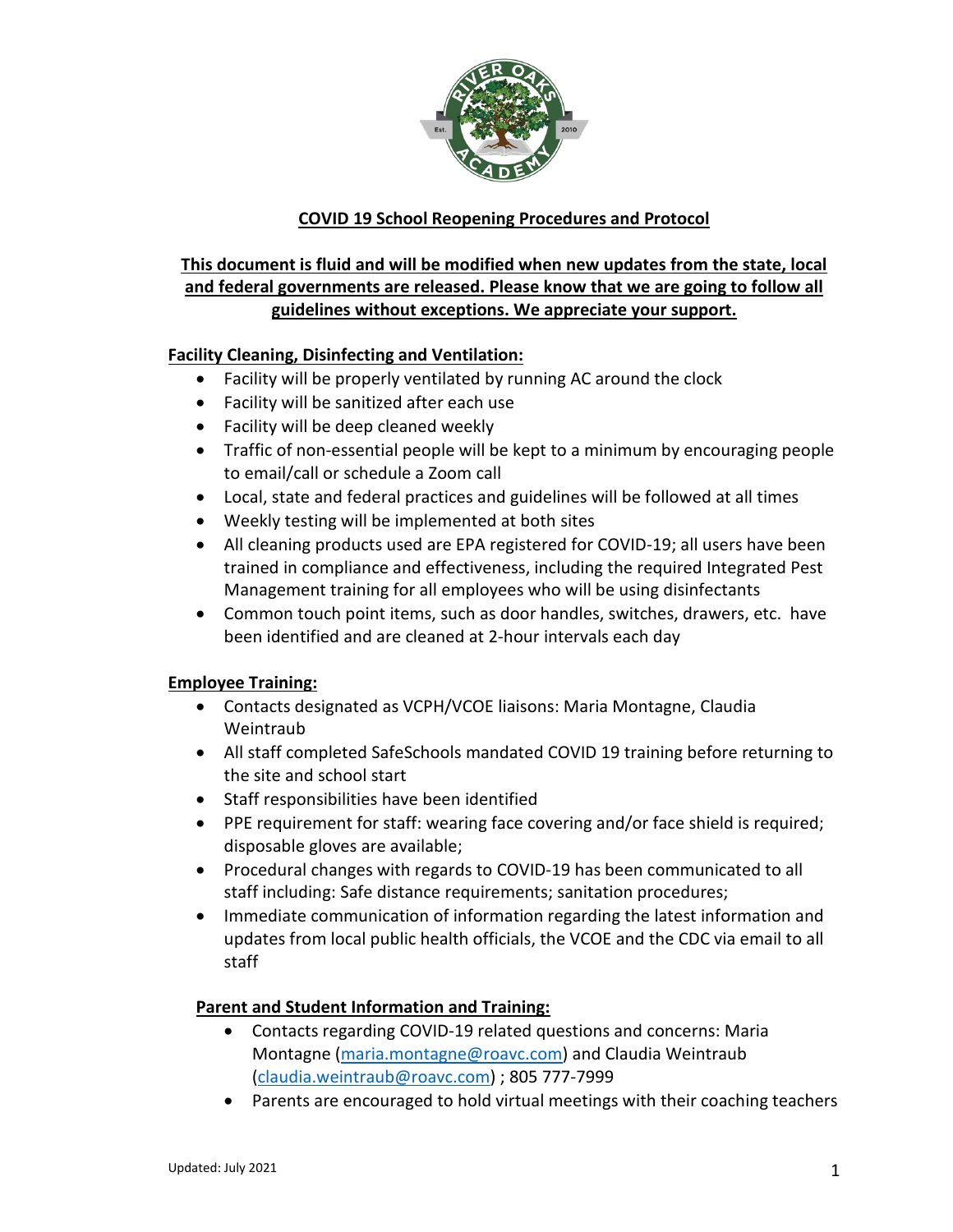# COVID 19 School Reopening Procedures and Protocol

**This document is fluid and will be modified when new updates from the state, local and federal governments are released. Please know that we are going to follow all guidelines without exceptions. We appreciate your support.**

## Facility Cleaning, Disinfecting and Ventilation:

- Facility will be properly ventilated by running AC around the clock
- Facility will be sanitized after each use
- Facility will be deep cleaned weekly
- Traffic of non-essential people will be kept to a minimum by encouraging people to email/call or schedule a Zoom call
- Local, state and federal practices and guidelines will be followed at all times
- Weekly testing will be implemented at both sites
- All cleaning products used are EPA registered for COVID-19; all users have been trained in compliance and effectiveness, including the required Integrated Pest Management training for all employees who will be using disinfectants
- Common touch point items, such as door handles, switches, drawers, etc. have been identified and are cleaned at 2-hour intervals each day

## Employee Training:

- Contacts designated as VCPH/VCOE liaisons: Maria Montagne, Claudia Weintraub
- All staff completed SafeSchools mandated COVID 19 training before returning to the site and school start
- Staff responsibilities have been identified
- PPE requirement for staff: wearing face covering and/or face shield is required; disposable gloves are available;
- Procedural changes with regards to COVID-19 has been communicated to all staff including: Safe distance requirements; sanitation procedures;
- Immediate communication of information regarding the latest information and updates from local public health officials, the VCOE and the CDC via email to all staff

## Parent and Student Information and Training:

- Contacts regarding COVID-19 related questions and concerns: Maria Montagne (maria.montagne@roavc.com) and Claudia Weintraub (claudia.weintraub@roavc.com) ; 805 777-7999
- Parents are encouraged to hold virtual meetings with their coaching teachers

Updated: July 2021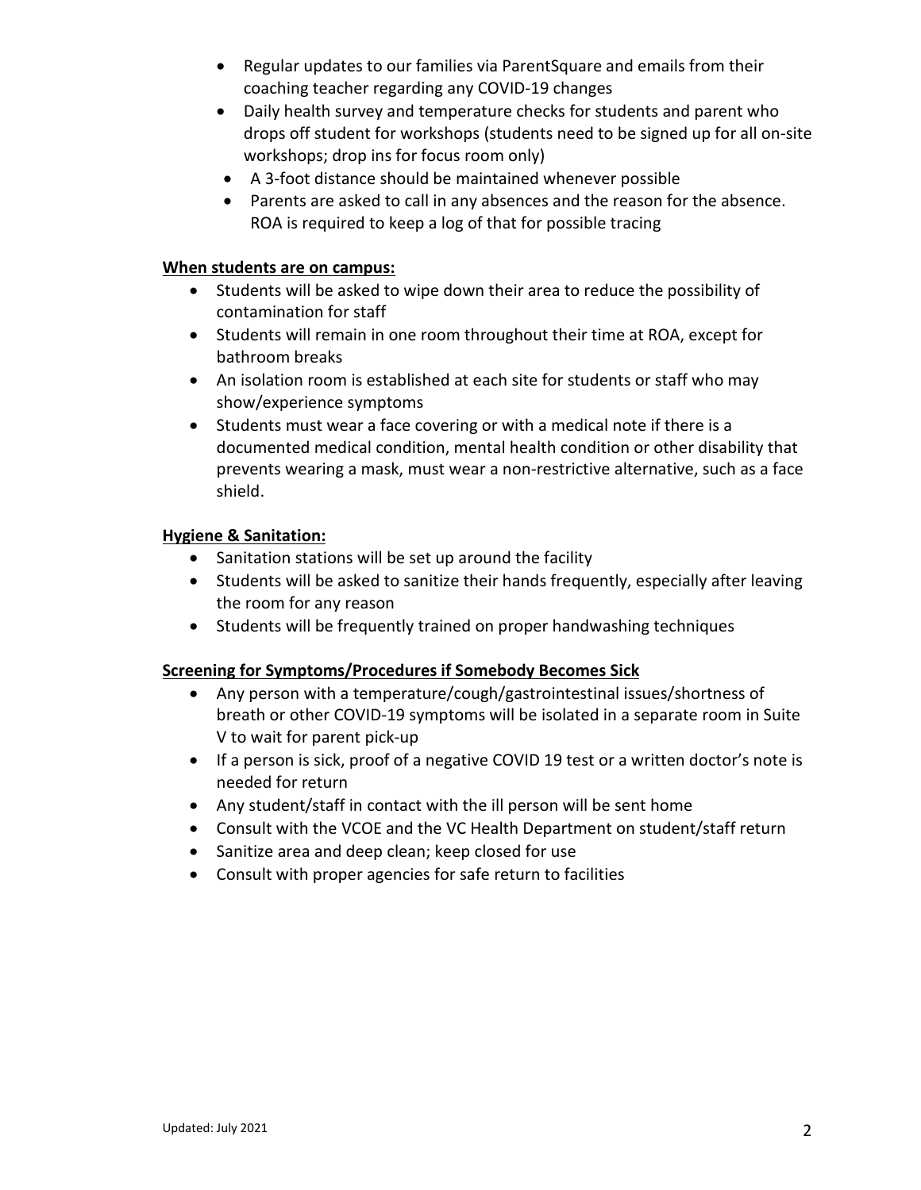- Regular updates to our families via ParentSquare and emails from their coaching teacher regarding any COVID-19 changes
- Daily health survey and temperature checks for students and parent who drops off student for workshops (students need to be signed up for all on-site workshops; drop ins for focus room only)
- A 3-foot distance should be maintained whenever possible
- Parents are asked to call in any absences and the reason for the absence. ROA is required to keep a log of that for possible tracing

**When students are on campus:**

- Students will be asked to wipe down their area to reduce the possibility of contamination for staff
- Students will remain in one room throughout their time at ROA, except for bathroom breaks
- An isolation room is established at each site for students or staff who may show/experience symptoms
- Students must wear a face covering or with a medical note if there is a documented medical condition, mental health condition or other disability that prevents wearing a mask, must wear a non-restrictive alternative, such as a face shield.

**Hygiene & Sanitation:**

- Sanitation stations will be set up around the facility
- Students will be asked to sanitize their hands frequently, especially after leaving the room for any reason
- Students will be frequently trained on proper handwashing techniques

**Screening for Symptoms/Procedures if Somebody Becomes Sick**

- Any person with a temperature/cough/gastrointestinal issues/shortness of breath or other COVID-19 symptoms will be isolated in a separate room in Suite V to wait for parent pick-up
- If a person is sick, proof of a negative COVID 19 test or a written doctor's note is needed for return
- Any student/staff in contact with the ill person will be sent home
- Consult with the VCOE and the VC Health Department on student/staff return
- Sanitize area and deep clean; keep closed for use
- Consult with proper agencies for safe return to facilities

Updated: July 2021